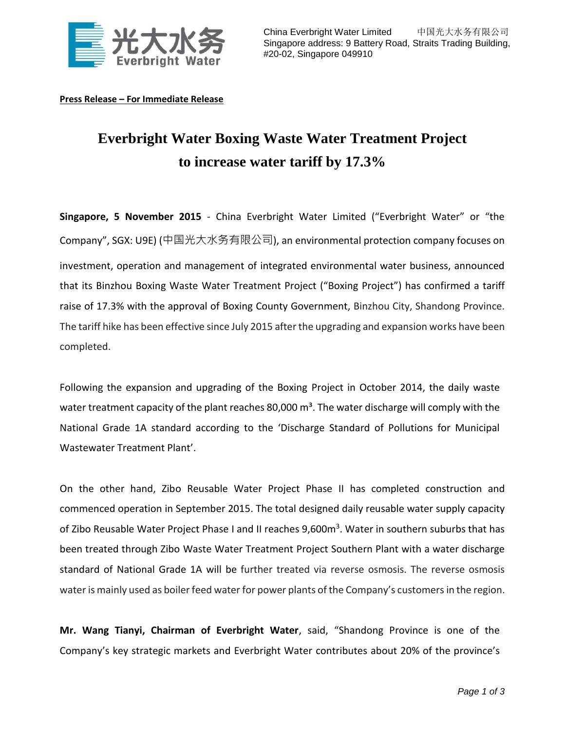China Everbright Water Limited 中国光大水务有限公司
Singapore address: 9 Battery Road, Straits Trading Building, #20-02, Singapore 049910

**Press Release – For Immediate Release**

# Everbright Water Boxing Waste Water Treatment Project to increase water tariff by 17.3%

**Singapore, 5 November 2015** - China Everbright Water Limited ("Everbright Water" or "the Company", SGX: U9E) (中国光大水务有限公司), an environmental protection company focuses on investment, operation and management of integrated environmental water business, announced that its Binzhou Boxing Waste Water Treatment Project ("Boxing Project") has confirmed a tariff raise of 17.3% with the approval of Boxing County Government, Binzhou City, Shandong Province. The tariff hike has been effective since July 2015 after the upgrading and expansion works have been completed.

Following the expansion and upgrading of the Boxing Project in October 2014, the daily waste water treatment capacity of the plant reaches 80,000 $m^3$. The water discharge will comply with the National Grade 1A standard according to the 'Discharge Standard of Pollutions for Municipal Wastewater Treatment Plant'.

On the other hand, Zibo Reusable Water Project Phase II has completed construction and commenced operation in September 2015. The total designed daily reusable water supply capacity of Zibo Reusable Water Project Phase I and II reaches 9,600$m^3$. Water in southern suburbs that has been treated through Zibo Waste Water Treatment Project Southern Plant with a water discharge standard of National Grade 1A will be further treated via reverse osmosis. The reverse osmosis water is mainly used as boiler feed water for power plants of the Company's customers in the region.

**Mr. Wang Tianyi, Chairman of Everbright Water**, said, "Shandong Province is one of the Company's key strategic markets and Everbright Water contributes about 20% of the province's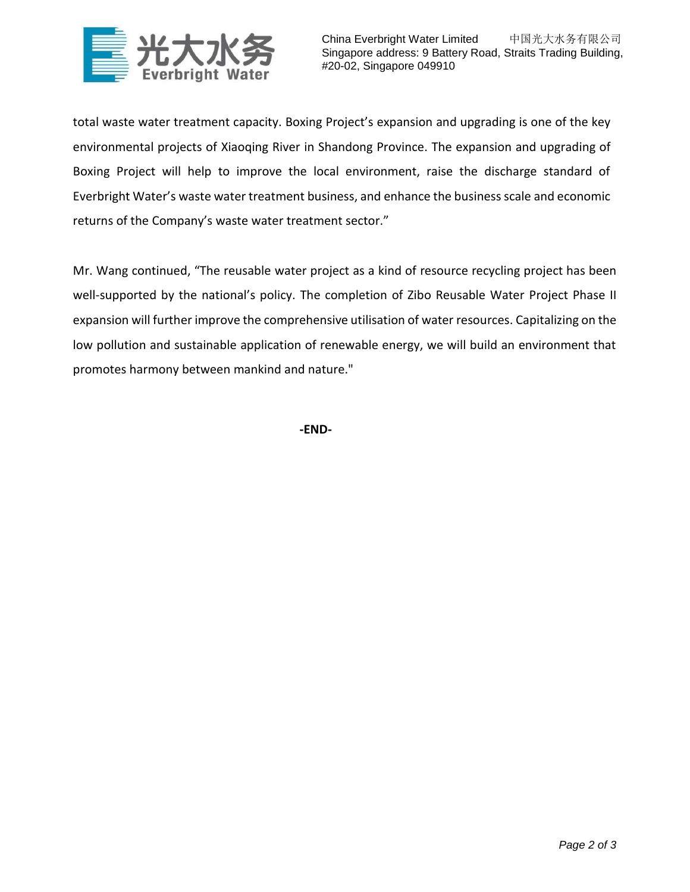total waste water treatment capacity. Boxing Project's expansion and upgrading is one of the key environmental projects of Xiaoqing River in Shandong Province. The expansion and upgrading of Boxing Project will help to improve the local environment, raise the discharge standard of Everbright Water's waste water treatment business, and enhance the business scale and economic returns of the Company's waste water treatment sector."

Mr. Wang continued, "The reusable water project as a kind of resource recycling project has been well-supported by the national's policy. The completion of Zibo Reusable Water Project Phase II expansion will further improve the comprehensive utilisation of water resources. Capitalizing on the low pollution and sustainable application of renewable energy, we will build an environment that promotes harmony between mankind and nature."

**-END-**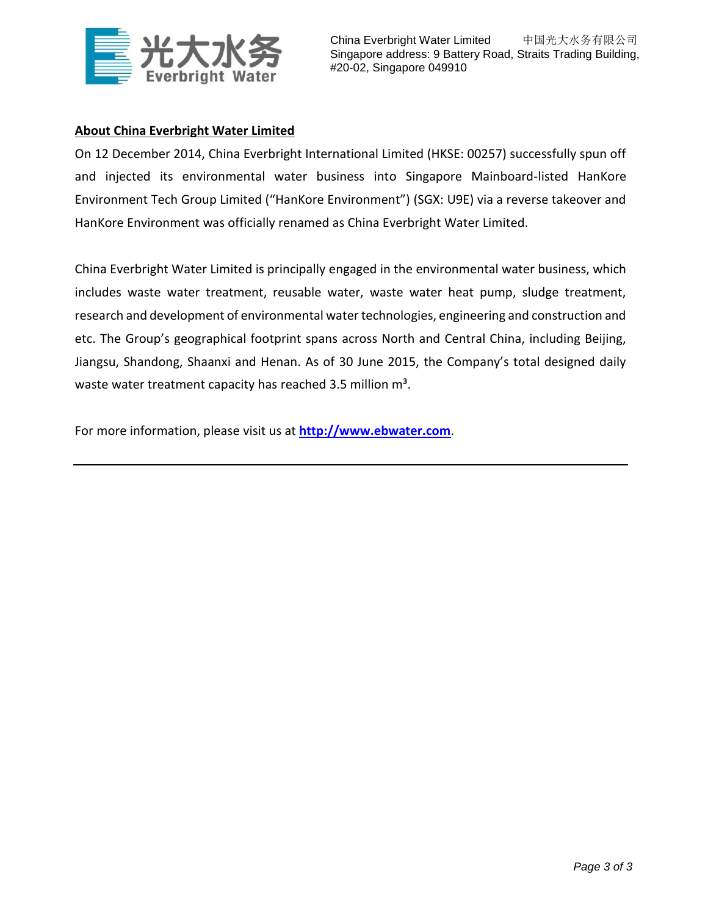## About China Everbright Water Limited

On 12 December 2014, China Everbright International Limited (HKSE: 00257) successfully spun off and injected its environmental water business into Singapore Mainboard-listed HanKore Environment Tech Group Limited ("HanKore Environment") (SGX: U9E) via a reverse takeover and HanKore Environment was officially renamed as China Everbright Water Limited.

China Everbright Water Limited is principally engaged in the environmental water business, which includes waste water treatment, reusable water, waste water heat pump, sludge treatment, research and development of environmental water technologies, engineering and construction and etc. The Group's geographical footprint spans across North and Central China, including Beijing, Jiangsu, Shandong, Shaanxi and Henan. As of 30 June 2015, the Company's total designed daily waste water treatment capacity has reached 3.5 million $m^3$.

For more information, please visit us at **http://www.ebwater.com**.